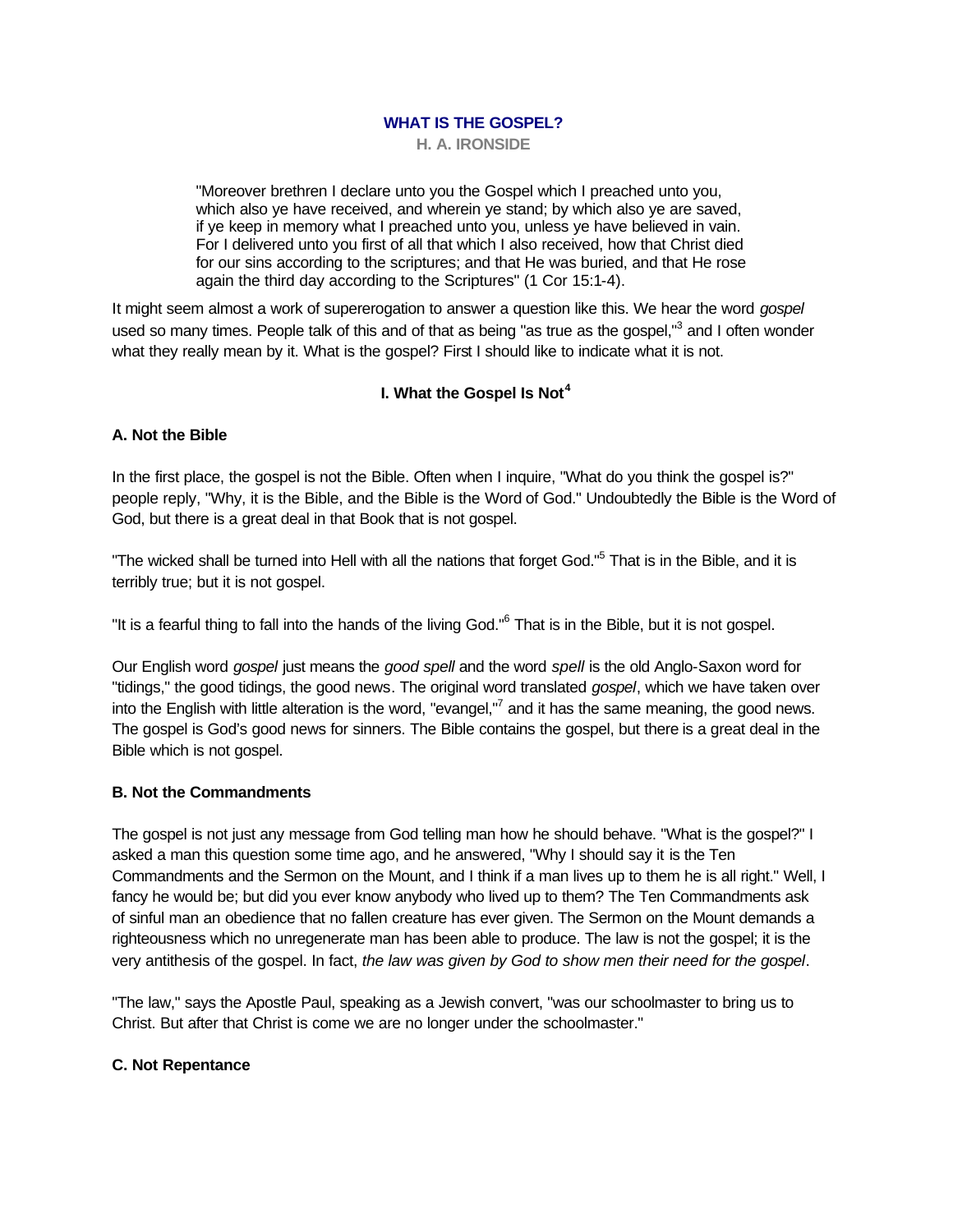# WHAT IS THE GOSPEL?

**H. A. IRONSIDE**

> "Moreover brethren I declare unto you the Gospel which I preached unto you, which also ye have received, and wherein ye stand; by which also ye are saved, if ye keep in memory what I preached unto you, unless ye have believed in vain. For I delivered unto you first of all that which I also received, how that Christ died for our sins according to the scriptures; and that He was buried, and that He rose again the third day according to the Scriptures" (1 Cor 15:1-4).

It might seem almost a work of supererogation to answer a question like this. We hear the word *gospel* used so many times. People talk of this and of that as being "as true as the gospel,"[3] and I often wonder what they really mean by it. What is the gospel? First I should like to indicate what it is not.

## I. What the Gospel Is Not[4]

### A. Not the Bible

In the first place, the gospel is not the Bible. Often when I inquire, "What do you think the gospel is?" people reply, "Why, it is the Bible, and the Bible is the Word of God." Undoubtedly the Bible is the Word of God, but there is a great deal in that Book that is not gospel.

"The wicked shall be turned into Hell with all the nations that forget God."[5] That is in the Bible, and it is terribly true; but it is not gospel.

"It is a fearful thing to fall into the hands of the living God."[6] That is in the Bible, but it is not gospel.

Our English word *gospel* just means the *good spell* and the word *spell* is the old Anglo-Saxon word for "tidings," the good tidings, the good news. The original word translated *gospel*, which we have taken over into the English with little alteration is the word, "evangel,"[7] and it has the same meaning, the good news. The gospel is God's good news for sinners. The Bible contains the gospel, but there is a great deal in the Bible which is not gospel.

### B. Not the Commandments

The gospel is not just any message from God telling man how he should behave. "What is the gospel?" I asked a man this question some time ago, and he answered, "Why I should say it is the Ten Commandments and the Sermon on the Mount, and I think if a man lives up to them he is all right." Well, I fancy he would be; but did you ever know anybody who lived up to them? The Ten Commandments ask of sinful man an obedience that no fallen creature has ever given. The Sermon on the Mount demands a righteousness which no unregenerate man has been able to produce. The law is not the gospel; it is the very antithesis of the gospel. In fact, *the law was given by God to show men their need for the gospel*.

"The law," says the Apostle Paul, speaking as a Jewish convert, "was our schoolmaster to bring us to Christ. But after that Christ is come we are no longer under the schoolmaster."

### C. Not Repentance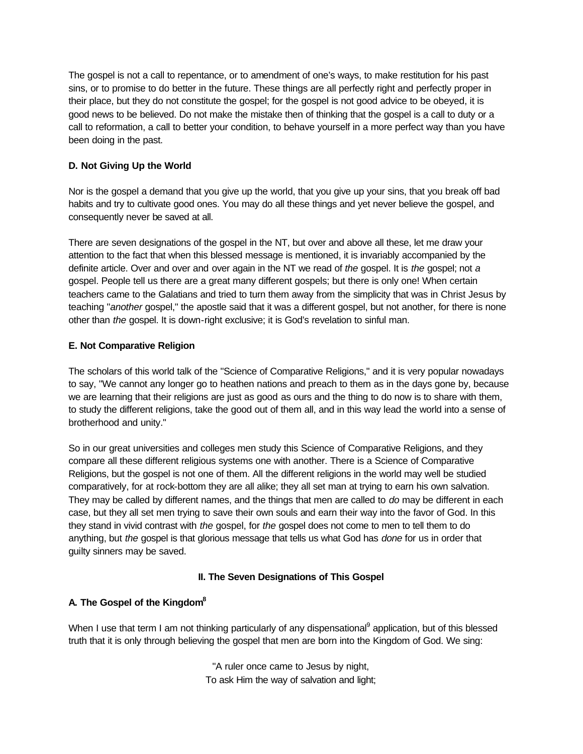The gospel is not a call to repentance, or to amendment of one's ways, to make restitution for his past sins, or to promise to do better in the future. These things are all perfectly right and perfectly proper in their place, but they do not constitute the gospel; for the gospel is not good advice to be obeyed, it is good news to be believed. Do not make the mistake then of thinking that the gospel is a call to duty or a call to reformation, a call to better your condition, to behave yourself in a more perfect way than you have been doing in the past.

### D. Not Giving Up the World

Nor is the gospel a demand that you give up the world, that you give up your sins, that you break off bad habits and try to cultivate good ones. You may do all these things and yet never believe the gospel, and consequently never be saved at all.

There are seven designations of the gospel in the NT, but over and above all these, let me draw your attention to the fact that when this blessed message is mentioned, it is invariably accompanied by the definite article. Over and over and over again in the NT we read of *the* gospel. It is *the* gospel; not *a* gospel. People tell us there are a great many different gospels; but there is only one! When certain teachers came to the Galatians and tried to turn them away from the simplicity that was in Christ Jesus by teaching "*another* gospel," the apostle said that it was a different gospel, but not another, for there is none other than *the* gospel. It is down-right exclusive; it is God's revelation to sinful man.

### E. Not Comparative Religion

The scholars of this world talk of the "Science of Comparative Religions," and it is very popular nowadays to say, "We cannot any longer go to heathen nations and preach to them as in the days gone by, because we are learning that their religions are just as good as ours and the thing to do now is to share with them, to study the different religions, take the good out of them all, and in this way lead the world into a sense of brotherhood and unity."

So in our great universities and colleges men study this Science of Comparative Religions, and they compare all these different religious systems one with another. There is a Science of Comparative Religions, but the gospel is not one of them. All the different religions in the world may well be studied comparatively, for at rock-bottom they are all alike; they all set man at trying to earn his own salvation. They may be called by different names, and the things that men are called to *do* may be different in each case, but they all set men trying to save their own souls and earn their way into the favor of God. In this they stand in vivid contrast with *the* gospel, for *the* gospel does not come to men to tell them to do anything, but *the* gospel is that glorious message that tells us what God has *done* for us in order that guilty sinners may be saved.

## II. The Seven Designations of This Gospel

### A. The Gospel of the Kingdom[8]

When I use that term I am not thinking particularly of any dispensational[9] application, but of this blessed truth that it is only through believing the gospel that men are born into the Kingdom of God. We sing:

"A ruler once came to Jesus by night,
To ask Him the way of salvation and light;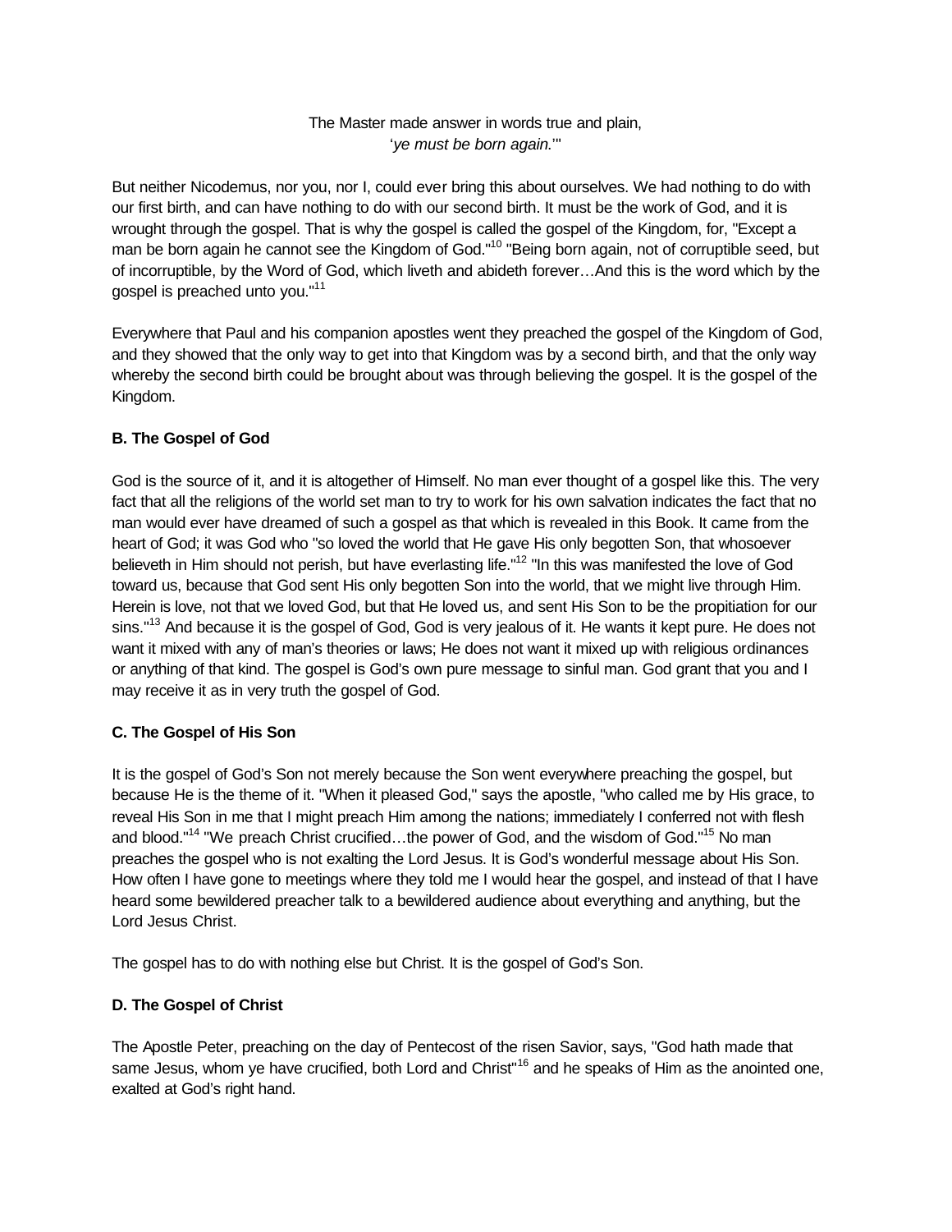The Master made answer in words true and plain,
'*ye must be born again.*'"

But neither Nicodemus, nor you, nor I, could ever bring this about ourselves. We had nothing to do with our first birth, and can have nothing to do with our second birth. It must be the work of God, and it is wrought through the gospel. That is why the gospel is called the gospel of the Kingdom, for, "Except a man be born again he cannot see the Kingdom of God."[10] "Being born again, not of corruptible seed, but of incorruptible, by the Word of God, which liveth and abideth forever…And this is the word which by the gospel is preached unto you."[11]

Everywhere that Paul and his companion apostles went they preached the gospel of the Kingdom of God, and they showed that the only way to get into that Kingdom was by a second birth, and that the only way whereby the second birth could be brought about was through believing the gospel. It is the gospel of the Kingdom.

**B. The Gospel of God**

God is the source of it, and it is altogether of Himself. No man ever thought of a gospel like this. The very fact that all the religions of the world set man to try to work for his own salvation indicates the fact that no man would ever have dreamed of such a gospel as that which is revealed in this Book. It came from the heart of God; it was God who "so loved the world that He gave His only begotten Son, that whosoever believeth in Him should not perish, but have everlasting life."[12] "In this was manifested the love of God toward us, because that God sent His only begotten Son into the world, that we might live through Him. Herein is love, not that we loved God, but that He loved us, and sent His Son to be the propitiation for our sins."[13] And because it is the gospel of God, God is very jealous of it. He wants it kept pure. He does not want it mixed with any of man's theories or laws; He does not want it mixed up with religious ordinances or anything of that kind. The gospel is God's own pure message to sinful man. God grant that you and I may receive it as in very truth the gospel of God.

**C. The Gospel of His Son**

It is the gospel of God's Son not merely because the Son went everywhere preaching the gospel, but because He is the theme of it. "When it pleased God," says the apostle, "who called me by His grace, to reveal His Son in me that I might preach Him among the nations; immediately I conferred not with flesh and blood."[14] "We preach Christ crucified…the power of God, and the wisdom of God."[15] No man preaches the gospel who is not exalting the Lord Jesus. It is God's wonderful message about His Son. How often I have gone to meetings where they told me I would hear the gospel, and instead of that I have heard some bewildered preacher talk to a bewildered audience about everything and anything, but the Lord Jesus Christ.

The gospel has to do with nothing else but Christ. It is the gospel of God's Son.

**D. The Gospel of Christ**

The Apostle Peter, preaching on the day of Pentecost of the risen Savior, says, "God hath made that same Jesus, whom ye have crucified, both Lord and Christ"[16] and he speaks of Him as the anointed one, exalted at God's right hand.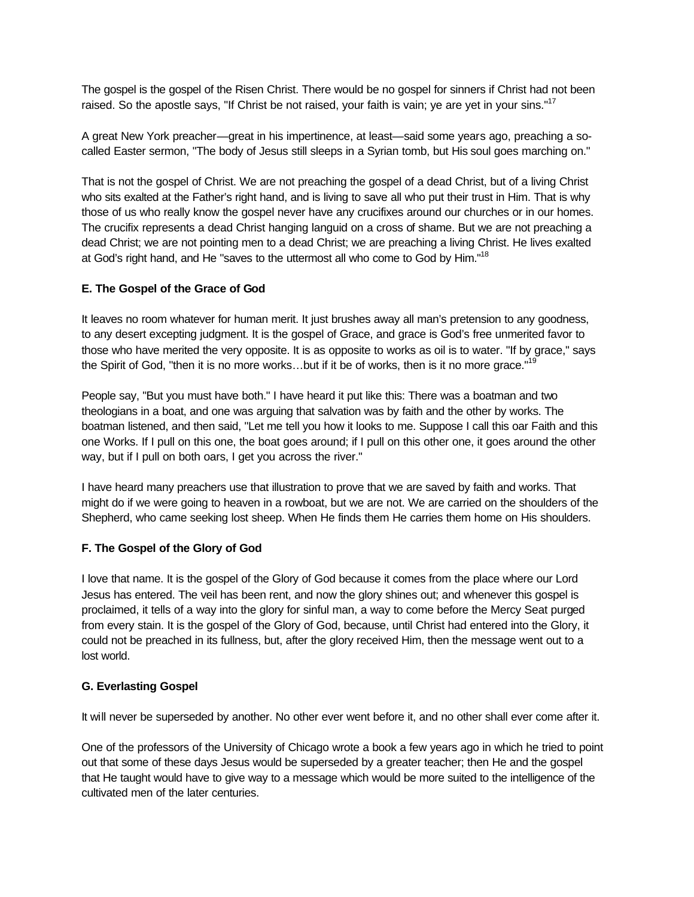The gospel is the gospel of the Risen Christ. There would be no gospel for sinners if Christ had not been raised. So the apostle says, "If Christ be not raised, your faith is vain; ye are yet in your sins."[17]

A great New York preacher—great in his impertinence, at least—said some years ago, preaching a so-called Easter sermon, "The body of Jesus still sleeps in a Syrian tomb, but His soul goes marching on."

That is not the gospel of Christ. We are not preaching the gospel of a dead Christ, but of a living Christ who sits exalted at the Father's right hand, and is living to save all who put their trust in Him. That is why those of us who really know the gospel never have any crucifixes around our churches or in our homes. The crucifix represents a dead Christ hanging languid on a cross of shame. But we are not preaching a dead Christ; we are not pointing men to a dead Christ; we are preaching a living Christ. He lives exalted at God's right hand, and He "saves to the uttermost all who come to God by Him."[18]

**E. The Gospel of the Grace of God**

It leaves no room whatever for human merit. It just brushes away all man's pretension to any goodness, to any desert excepting judgment. It is the gospel of Grace, and grace is God's free unmerited favor to those who have merited the very opposite. It is as opposite to works as oil is to water. "If by grace," says the Spirit of God, "then it is no more works…but if it be of works, then is it no more grace."[19]

People say, "But you must have both." I have heard it put like this: There was a boatman and two theologians in a boat, and one was arguing that salvation was by faith and the other by works. The boatman listened, and then said, "Let me tell you how it looks to me. Suppose I call this oar Faith and this one Works. If I pull on this one, the boat goes around; if I pull on this other one, it goes around the other way, but if I pull on both oars, I get you across the river."

I have heard many preachers use that illustration to prove that we are saved by faith and works. That might do if we were going to heaven in a rowboat, but we are not. We are carried on the shoulders of the Shepherd, who came seeking lost sheep. When He finds them He carries them home on His shoulders.

**F. The Gospel of the Glory of God**

I love that name. It is the gospel of the Glory of God because it comes from the place where our Lord Jesus has entered. The veil has been rent, and now the glory shines out; and whenever this gospel is proclaimed, it tells of a way into the glory for sinful man, a way to come before the Mercy Seat purged from every stain. It is the gospel of the Glory of God, because, until Christ had entered into the Glory, it could not be preached in its fullness, but, after the glory received Him, then the message went out to a lost world.

**G. Everlasting Gospel**

It will never be superseded by another. No other ever went before it, and no other shall ever come after it.

One of the professors of the University of Chicago wrote a book a few years ago in which he tried to point out that some of these days Jesus would be superseded by a greater teacher; then He and the gospel that He taught would have to give way to a message which would be more suited to the intelligence of the cultivated men of the later centuries.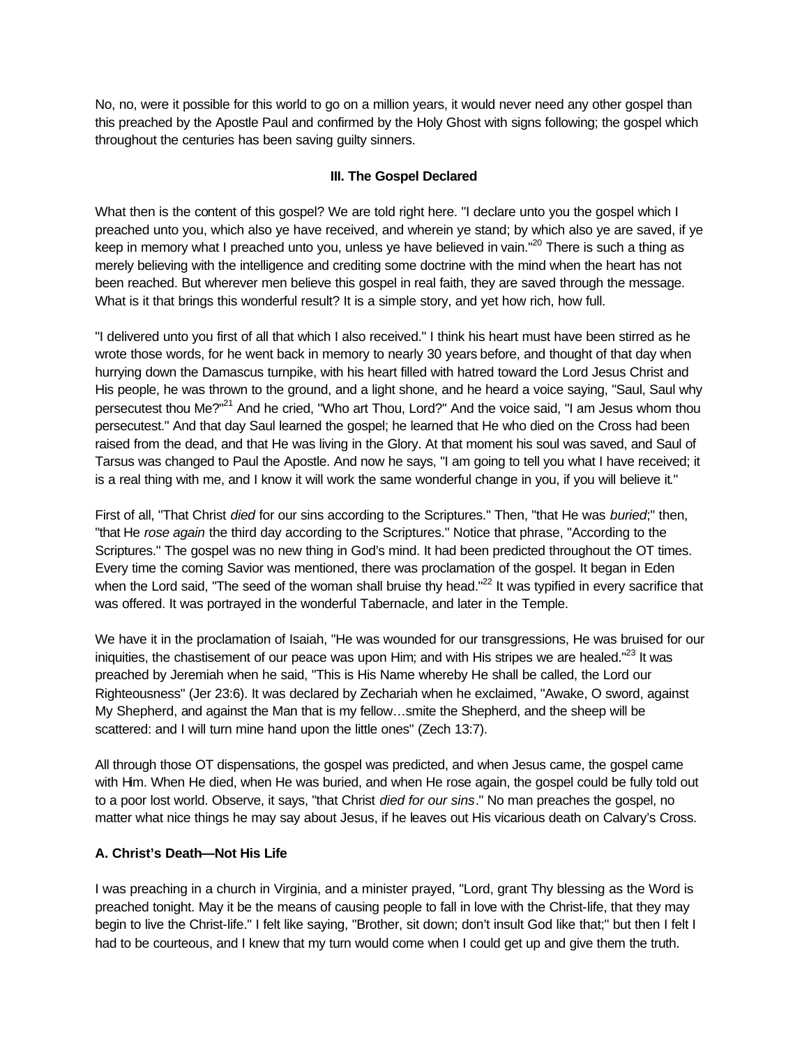No, no, were it possible for this world to go on a million years, it would never need any other gospel than this preached by the Apostle Paul and confirmed by the Holy Ghost with signs following; the gospel which throughout the centuries has been saving guilty sinners.

### III. The Gospel Declared

What then is the content of this gospel? We are told right here. "I declare unto you the gospel which I preached unto you, which also ye have received, and wherein ye stand; by which also ye are saved, if ye keep in memory what I preached unto you, unless ye have believed in vain."[20] There is such a thing as merely believing with the intelligence and crediting some doctrine with the mind when the heart has not been reached. But wherever men believe this gospel in real faith, they are saved through the message. What is it that brings this wonderful result? It is a simple story, and yet how rich, how full.

"I delivered unto you first of all that which I also received." I think his heart must have been stirred as he wrote those words, for he went back in memory to nearly 30 years before, and thought of that day when hurrying down the Damascus turnpike, with his heart filled with hatred toward the Lord Jesus Christ and His people, he was thrown to the ground, and a light shone, and he heard a voice saying, "Saul, Saul why persecutest thou Me?"[21] And he cried, "Who art Thou, Lord?" And the voice said, "I am Jesus whom thou persecutest." And that day Saul learned the gospel; he learned that He who died on the Cross had been raised from the dead, and that He was living in the Glory. At that moment his soul was saved, and Saul of Tarsus was changed to Paul the Apostle. And now he says, "I am going to tell you what I have received; it is a real thing with me, and I know it will work the same wonderful change in you, if you will believe it."

First of all, "That Christ *died* for our sins according to the Scriptures." Then, "that He was *buried*;" then, "that He *rose again* the third day according to the Scriptures." Notice that phrase, "According to the Scriptures." The gospel was no new thing in God's mind. It had been predicted throughout the OT times. Every time the coming Savior was mentioned, there was proclamation of the gospel. It began in Eden when the Lord said, "The seed of the woman shall bruise thy head."[22] It was typified in every sacrifice that was offered. It was portrayed in the wonderful Tabernacle, and later in the Temple.

We have it in the proclamation of Isaiah, "He was wounded for our transgressions, He was bruised for our iniquities, the chastisement of our peace was upon Him; and with His stripes we are healed."[23] It was preached by Jeremiah when he said, "This is His Name whereby He shall be called, the Lord our Righteousness" (Jer 23:6). It was declared by Zechariah when he exclaimed, "Awake, O sword, against My Shepherd, and against the Man that is my fellow…smite the Shepherd, and the sheep will be scattered: and I will turn mine hand upon the little ones" (Zech 13:7).

All through those OT dispensations, the gospel was predicted, and when Jesus came, the gospel came with Him. When He died, when He was buried, and when He rose again, the gospel could be fully told out to a poor lost world. Observe, it says, "that Christ *died for our sins*." No man preaches the gospel, no matter what nice things he may say about Jesus, if he leaves out His vicarious death on Calvary's Cross.

#### A. Christ's Death—Not His Life

I was preaching in a church in Virginia, and a minister prayed, "Lord, grant Thy blessing as the Word is preached tonight. May it be the means of causing people to fall in love with the Christ-life, that they may begin to live the Christ-life." I felt like saying, "Brother, sit down; don't insult God like that;" but then I felt I had to be courteous, and I knew that my turn would come when I could get up and give them the truth.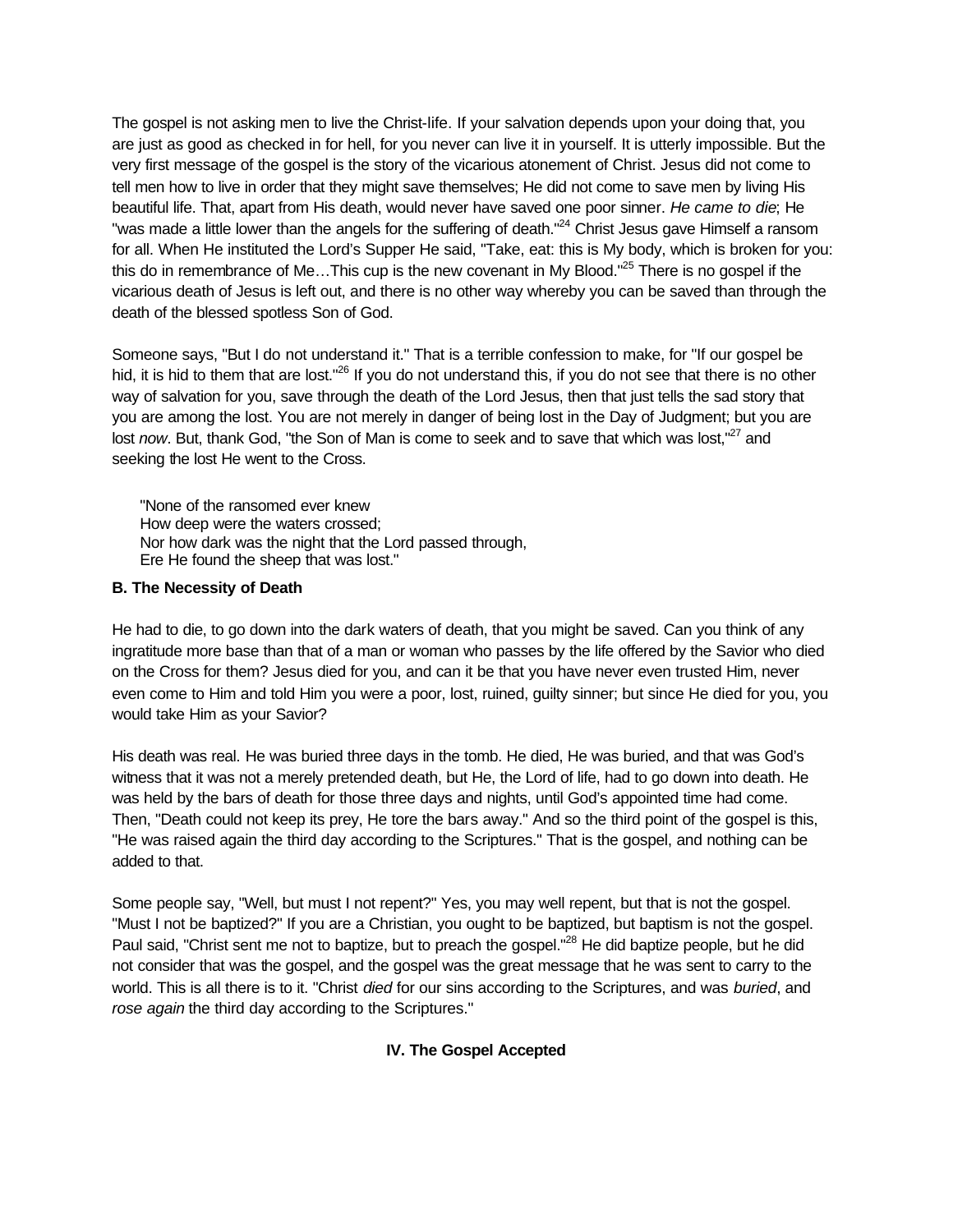The gospel is not asking men to live the Christ-life. If your salvation depends upon your doing that, you are just as good as checked in for hell, for you never can live it in yourself. It is utterly impossible. But the very first message of the gospel is the story of the vicarious atonement of Christ. Jesus did not come to tell men how to live in order that they might save themselves; He did not come to save men by living His beautiful life. That, apart from His death, would never have saved one poor sinner. *He came to die*; He "was made a little lower than the angels for the suffering of death."[24] Christ Jesus gave Himself a ransom for all. When He instituted the Lord's Supper He said, "Take, eat: this is My body, which is broken for you: this do in remembrance of Me…This cup is the new covenant in My Blood."[25] There is no gospel if the vicarious death of Jesus is left out, and there is no other way whereby you can be saved than through the death of the blessed spotless Son of God.

Someone says, "But I do not understand it." That is a terrible confession to make, for "If our gospel be hid, it is hid to them that are lost."[26] If you do not understand this, if you do not see that there is no other way of salvation for you, save through the death of the Lord Jesus, then that just tells the sad story that you are among the lost. You are not merely in danger of being lost in the Day of Judgment; but you are lost *now*. But, thank God, "the Son of Man is come to seek and to save that which was lost,"[27] and seeking the lost He went to the Cross.

> "None of the ransomed ever knew
> How deep were the waters crossed;
> Nor how dark was the night that the Lord passed through,
> Ere He found the sheep that was lost."

**B. The Necessity of Death**

He had to die, to go down into the dark waters of death, that you might be saved. Can you think of any ingratitude more base than that of a man or woman who passes by the life offered by the Savior who died on the Cross for them? Jesus died for you, and can it be that you have never even trusted Him, never even come to Him and told Him you were a poor, lost, ruined, guilty sinner; but since He died for you, you would take Him as your Savior?

His death was real. He was buried three days in the tomb. He died, He was buried, and that was God's witness that it was not a merely pretended death, but He, the Lord of life, had to go down into death. He was held by the bars of death for those three days and nights, until God's appointed time had come. Then, "Death could not keep its prey, He tore the bars away." And so the third point of the gospel is this, "He was raised again the third day according to the Scriptures." That is the gospel, and nothing can be added to that.

Some people say, "Well, but must I not repent?" Yes, you may well repent, but that is not the gospel. "Must I not be baptized?" If you are a Christian, you ought to be baptized, but baptism is not the gospel. Paul said, "Christ sent me not to baptize, but to preach the gospel."[28] He did baptize people, but he did not consider that was the gospel, and the gospel was the great message that he was sent to carry to the world. This is all there is to it. "Christ *died* for our sins according to the Scriptures, and was *buried*, and *rose again* the third day according to the Scriptures."

**IV. The Gospel Accepted**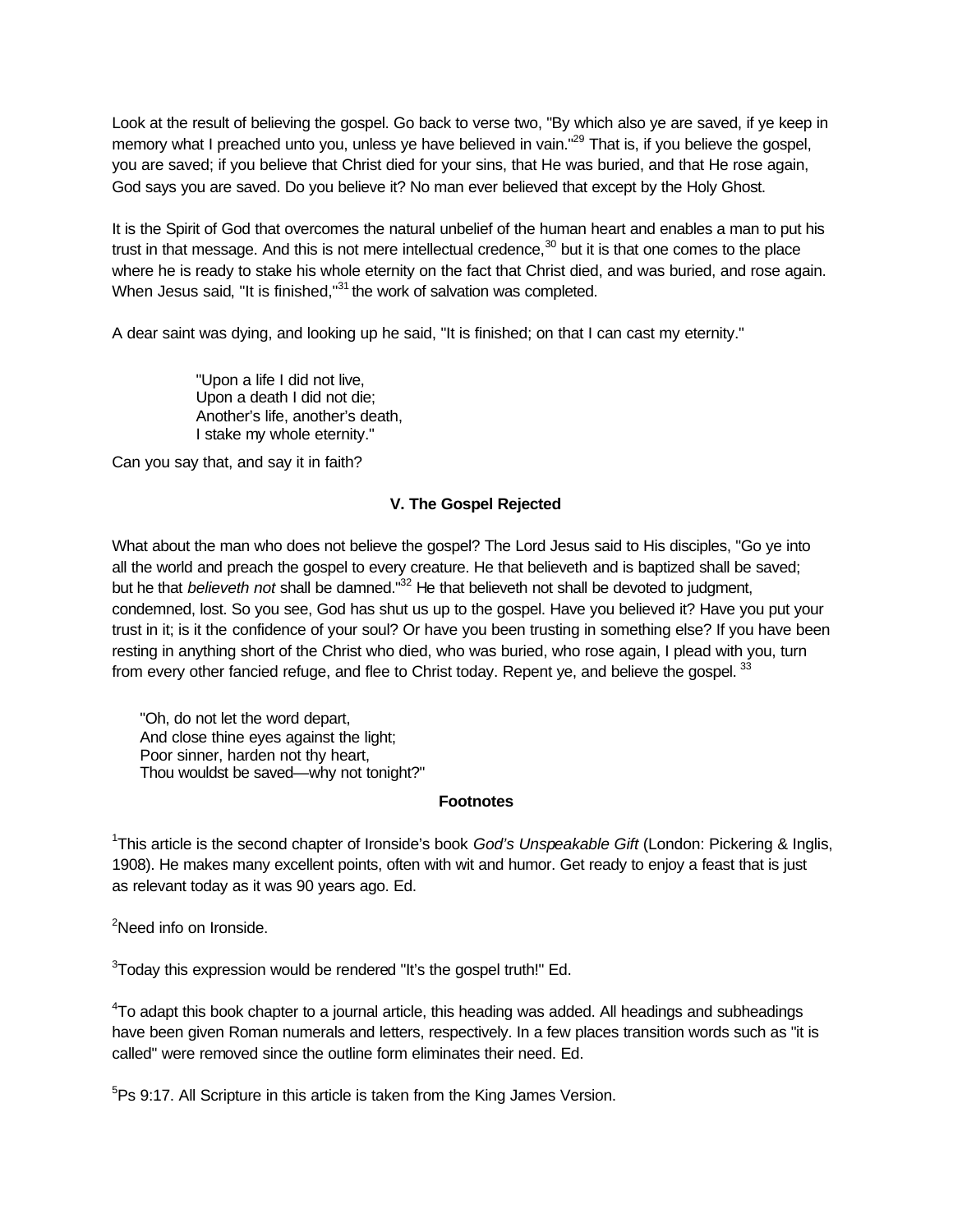Look at the result of believing the gospel. Go back to verse two, "By which also ye are saved, if ye keep in memory what I preached unto you, unless ye have believed in vain."[29] That is, if you believe the gospel, you are saved; if you believe that Christ died for your sins, that He was buried, and that He rose again, God says you are saved. Do you believe it? No man ever believed that except by the Holy Ghost.

It is the Spirit of God that overcomes the natural unbelief of the human heart and enables a man to put his trust in that message. And this is not mere intellectual credence,[30] but it is that one comes to the place where he is ready to stake his whole eternity on the fact that Christ died, and was buried, and rose again. When Jesus said, "It is finished,"[31] the work of salvation was completed.

A dear saint was dying, and looking up he said, "It is finished; on that I can cast my eternity."

> "Upon a life I did not live,
> Upon a death I did not die;
> Another's life, another's death,
> I stake my whole eternity."

Can you say that, and say it in faith?

### V. The Gospel Rejected

What about the man who does not believe the gospel? The Lord Jesus said to His disciples, "Go ye into all the world and preach the gospel to every creature. He that believeth and is baptized shall be saved; but he that *believeth not* shall be damned."[32] He that believeth not shall be devoted to judgment, condemned, lost. So you see, God has shut us up to the gospel. Have you believed it? Have you put your trust in it; is it the confidence of your soul? Or have you been trusting in something else? If you have been resting in anything short of the Christ who died, who was buried, who rose again, I plead with you, turn from every other fancied refuge, and flee to Christ today. Repent ye, and believe the gospel. [33]

> "Oh, do not let the word depart,
> And close thine eyes against the light;
> Poor sinner, harden not thy heart,
> Thou wouldst be saved—why not tonight?"

### Footnotes

[1]This article is the second chapter of Ironside's book *God's Unspeakable Gift* (London: Pickering & Inglis, 1908). He makes many excellent points, often with wit and humor. Get ready to enjoy a feast that is just as relevant today as it was 90 years ago. Ed.

[2]Need info on Ironside.

[3]Today this expression would be rendered "It's the gospel truth!" Ed.

[4]To adapt this book chapter to a journal article, this heading was added. All headings and subheadings have been given Roman numerals and letters, respectively. In a few places transition words such as "it is called" were removed since the outline form eliminates their need. Ed.

[5]Ps 9:17. All Scripture in this article is taken from the King James Version.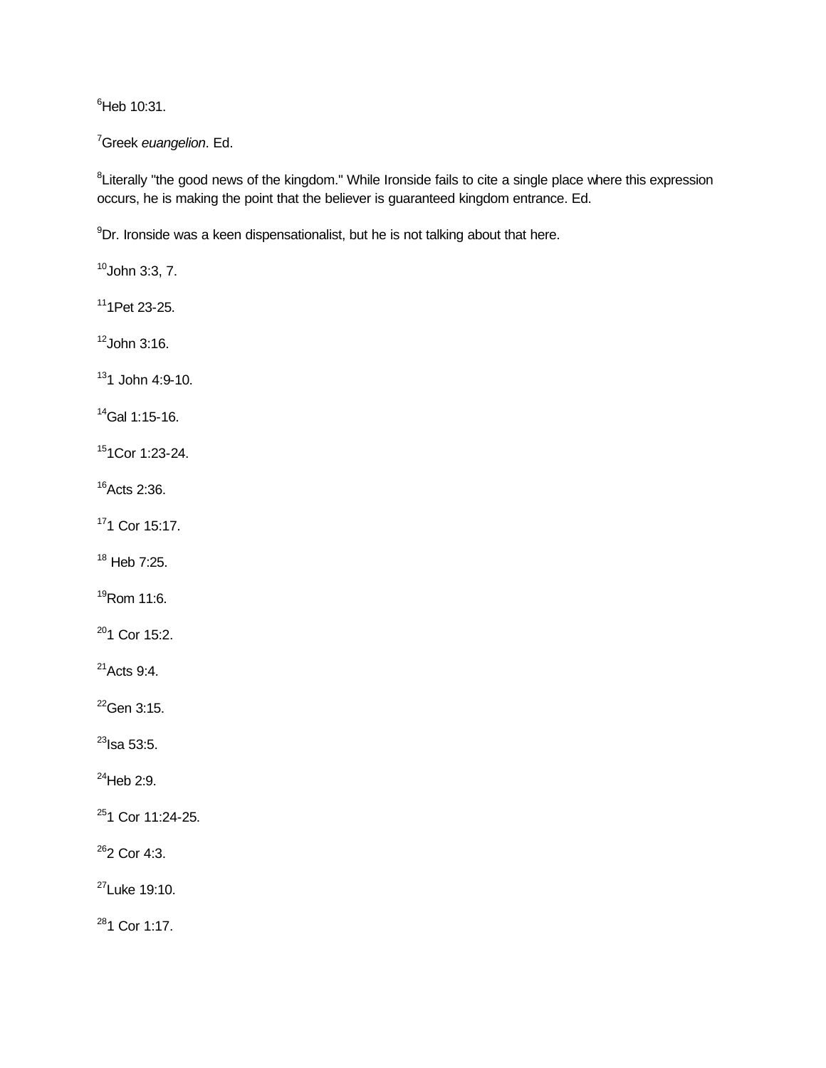[6]Heb 10:31.

[7]Greek *euangelion*. Ed.

[8]Literally "the good news of the kingdom." While Ironside fails to cite a single place where this expression occurs, he is making the point that the believer is guaranteed kingdom entrance. Ed.

[9]Dr. Ironside was a keen dispensationalist, but he is not talking about that here.

[10]John 3:3, 7.

[11]1Pet 23-25.

[12]John 3:16.

[13]1 John 4:9-10.

[14]Gal 1:15-16.

[15]1Cor 1:23-24.

[16]Acts 2:36.

[17]1 Cor 15:17.

[18] Heb 7:25.

[19]Rom 11:6.

[20]1 Cor 15:2.

[21]Acts 9:4.

[22]Gen 3:15.

[23]Isa 53:5.

[24]Heb 2:9.

[25]1 Cor 11:24-25.

[26]2 Cor 4:3.

[27]Luke 19:10.

[28]1 Cor 1:17.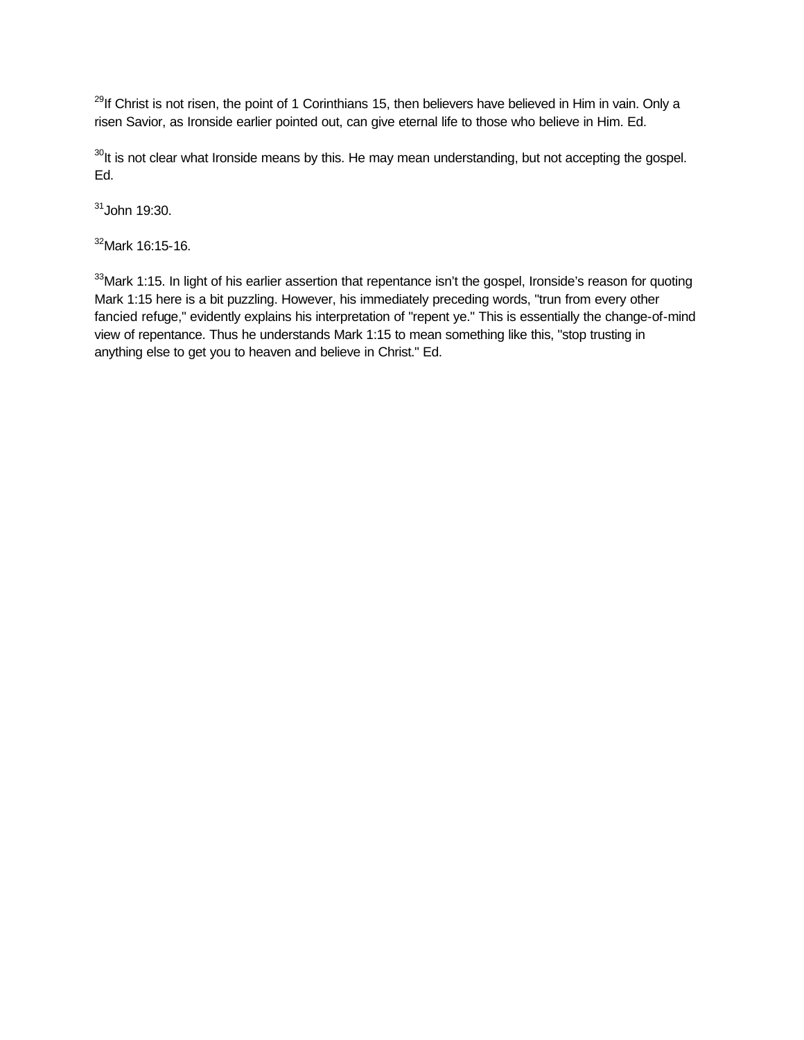[29]If Christ is not risen, the point of 1 Corinthians 15, then believers have believed in Him in vain. Only a risen Savior, as Ironside earlier pointed out, can give eternal life to those who believe in Him. Ed.

[30]It is not clear what Ironside means by this. He may mean understanding, but not accepting the gospel. Ed.

[31]John 19:30.

[32]Mark 16:15-16.

[33]Mark 1:15. In light of his earlier assertion that repentance isn't the gospel, Ironside's reason for quoting Mark 1:15 here is a bit puzzling. However, his immediately preceding words, "trun from every other fancied refuge," evidently explains his interpretation of "repent ye." This is essentially the change-of-mind view of repentance. Thus he understands Mark 1:15 to mean something like this, "stop trusting in anything else to get you to heaven and believe in Christ." Ed.